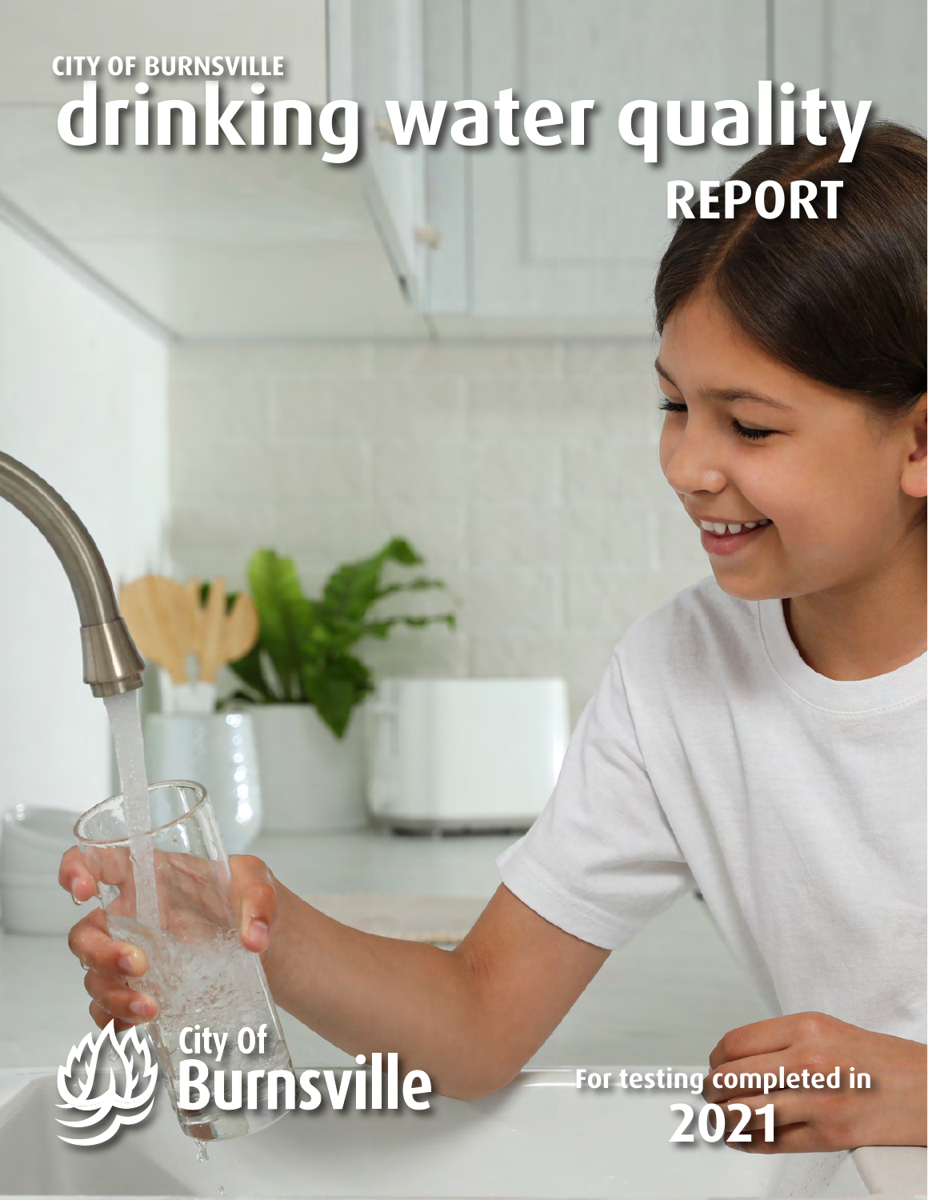# CITY OF BURNSVILLE drinking water quality REPORT

City Of Burnsville

For testing completed in **2021**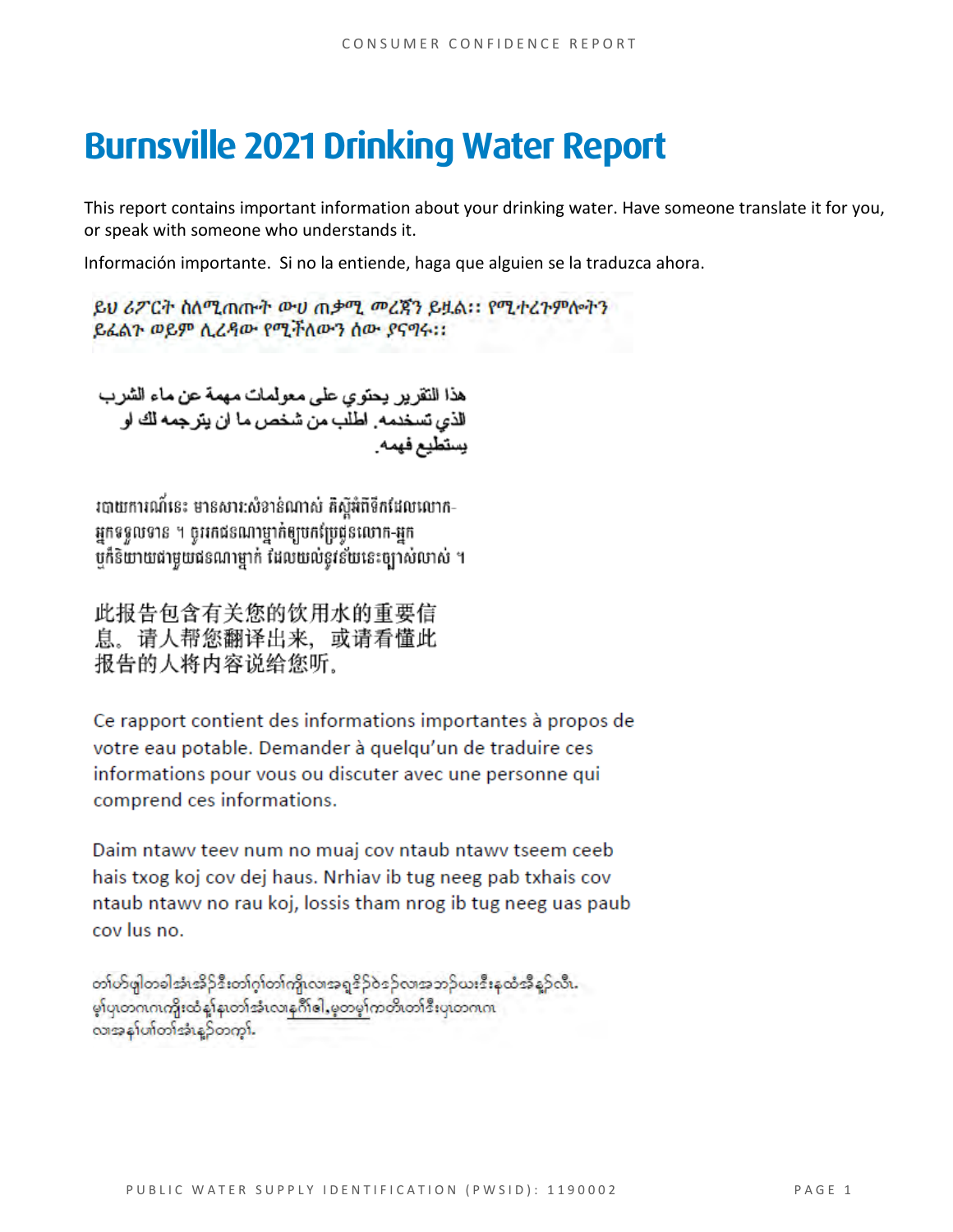# Burnsville 2021 Drinking Water Report

This report contains important information about your drinking water. Have someone translate it for you, or speak with someone who understands it.

Información importante. Si no la entiende, haga que alguien se la traduzca ahora.

ይህ ሪፖርት ስለሚጠጡት ውሀ ጠቃሚ መረጃን ይዟል:: የሚተረጉምሎትን ይፈልጉ ወይም ሊረዳው የሚችለውን ሰው ያናግሩ::

هذا التقرير يحتوي على معلومات مهمة عن ماء الشرب الذي تستخدمه. اطلب من شخص ما ان يترجمه لك او يستطيع فهمه.

របាយការណ៍នេះ មានសារៈសំខាន់ណាស់ គិតអំពីទឹកដែលលោក-អ្នកទទួលទាន ។ ចូររកជនណាម្នាក់ឲ្យបកប្រែជូនលោក-អ្នក ឬក៏និយាយជាមួយជនណាម្នាក់ ដែលយល់នូវន័យនេះច្បាស់លាស់ ។

此报告包含有关您的饮用水的重要信息。请人帮您翻译出来，或请看懂此报告的人将内容说给您听。

Ce rapport contient des informations importantes à propos de votre eau potable. Demander à quelqu'un de traduire ces informations pour vous ou discuter avec une personne qui comprend ces informations.

Daim ntawv teev num no muaj cov ntaub ntawv tseem ceeb hais txog koj cov dej haus. Nrhiav ib tug neeg pab txhais cov ntaub ntawv no rau koj, lossis tham nrog ib tug neeg uas paub cov lus no.

တၢ်ပာ်ဖျါတခါအံၤအိၣ်ဒီးတၢ်ဂ့ၢ်တၢ်ကျိၤလၢအရှ့ၣ်ဝဲဒၣ်လၢအဘၣ်ယးဒီးနထံအီနၣ်လီၤ. မ့ၢ်ပှၤတဂၤဂၤကျိးထံနၢ်နၤတၢ်အံၤလၢနဂီၢ်ဓါ,မ့တမ့ၢ်ကတိၤတၢ်ဒီးပှၤတဂၤဂၤ လၢအနၢ်ပၢ်တၢ်အံၤန့ၣ်တက့ၢ်.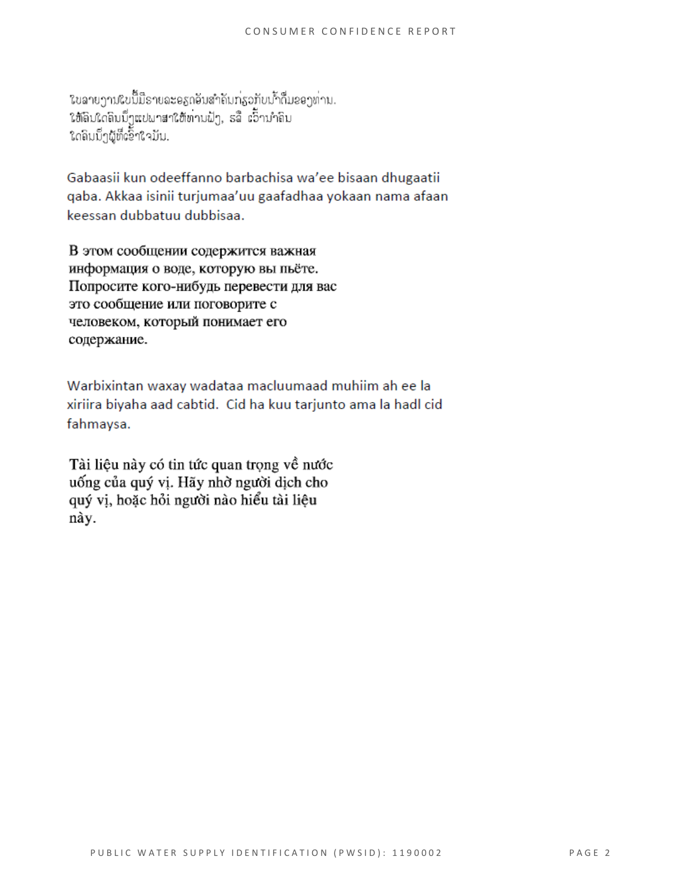ໃບລາຍງານສະບັບນີ້ມີຣາຍລະອຽດອັນສຳຄັນກ່ຽວກັບນ້ຳດື່ມຂອງທ່ານ.
ໃຫ້ຄົນໃດຄົນນຶ່ງແປພາສາໃຫ້ທ່ານຟັງ, ຣຶ ເວົ້ານຳຄົນ
ໃດຄົນນຶ່ງຜູ້ທີ່ເຂົ້າໃຈມັນ.

Gabaasii kun odeeffanno barbachisa wa'ee bisaan dhugaatii qaba. Akkaa isinii turjumaa'uu gaafadhaa yokaan nama afaan keessan dubbatuu dubbisaa.

В этом сообщении содержится важная информация о воде, которую вы пьёте. Попросите кого-нибудь перевести для вас это сообщение или поговорите с человеком, который понимает его содержание.

Warbixintan waxay wadataa macluumaad muhiim ah ee la xiriira biyaha aad cabtid. Cid ha kuu tarjunto ama la hadl cid fahmaysa.

Tài liệu này có tin tức quan trọng về nước uống của quý vị. Hãy nhờ người dịch cho quý vị, hoặc hỏi người nào hiểu tài liệu này.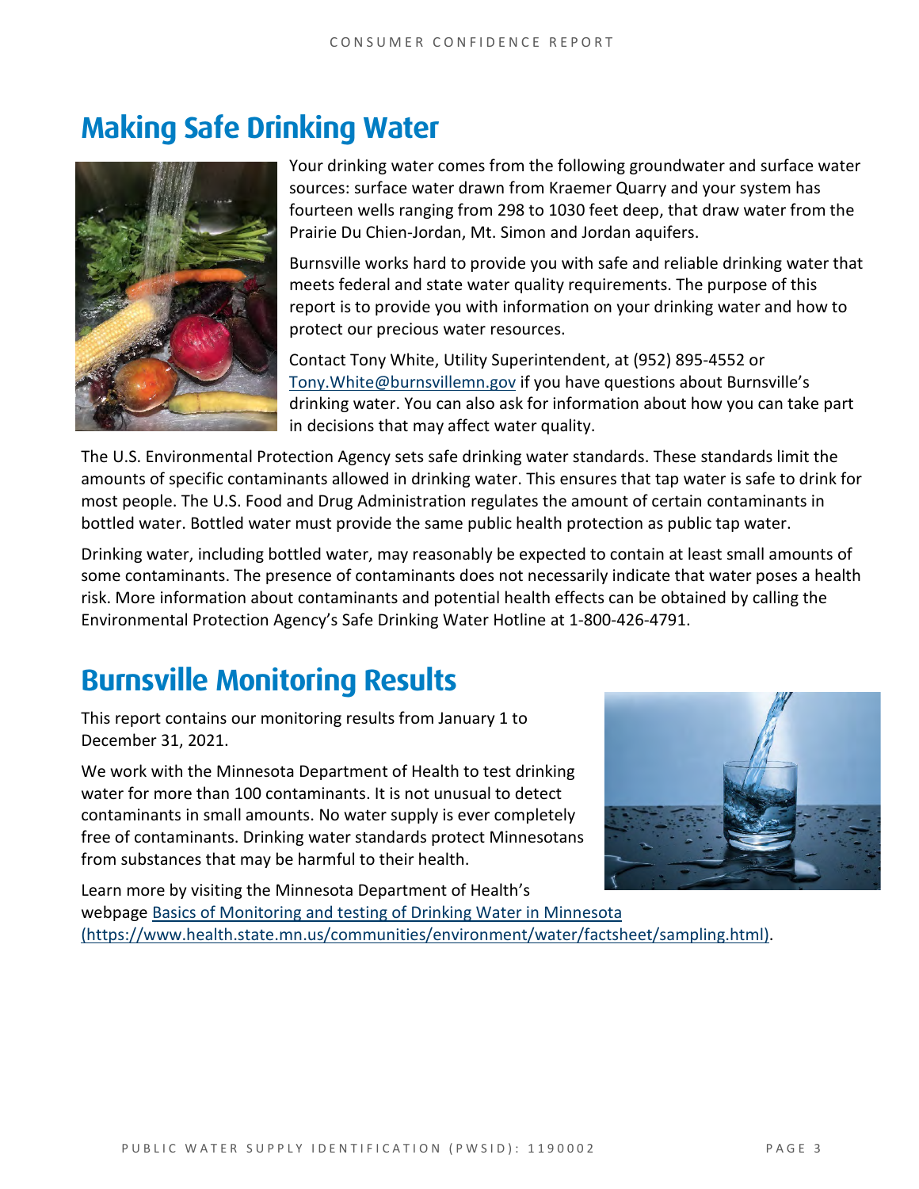# Making Safe Drinking Water

Your drinking water comes from the following groundwater and surface water sources: surface water drawn from Kraemer Quarry and your system has fourteen wells ranging from 298 to 1030 feet deep, that draw water from the Prairie Du Chien-Jordan, Mt. Simon and Jordan aquifers.

Burnsville works hard to provide you with safe and reliable drinking water that meets federal and state water quality requirements. The purpose of this report is to provide you with information on your drinking water and how to protect our precious water resources.

Contact Tony White, Utility Superintendent, at (952) 895-4552 or [Tony.White@burnsvillemn.gov](mailto:Tony.White@burnsvillemn.gov) if you have questions about Burnsville's drinking water. You can also ask for information about how you can take part in decisions that may affect water quality.

The U.S. Environmental Protection Agency sets safe drinking water standards. These standards limit the amounts of specific contaminants allowed in drinking water. This ensures that tap water is safe to drink for most people. The U.S. Food and Drug Administration regulates the amount of certain contaminants in bottled water. Bottled water must provide the same public health protection as public tap water.

Drinking water, including bottled water, may reasonably be expected to contain at least small amounts of some contaminants. The presence of contaminants does not necessarily indicate that water poses a health risk. More information about contaminants and potential health effects can be obtained by calling the Environmental Protection Agency's Safe Drinking Water Hotline at 1-800-426-4791.

# Burnsville Monitoring Results

This report contains our monitoring results from January 1 to December 31, 2021.

We work with the Minnesota Department of Health to test drinking water for more than 100 contaminants. It is not unusual to detect contaminants in small amounts. No water supply is ever completely free of contaminants. Drinking water standards protect Minnesotans from substances that may be harmful to their health.

Learn more by visiting the Minnesota Department of Health's webpage [Basics of Monitoring and testing of Drinking Water in Minnesota (https://www.health.state.mn.us/communities/environment/water/factsheet/sampling.html)](https://www.health.state.mn.us/communities/environment/water/factsheet/sampling.html).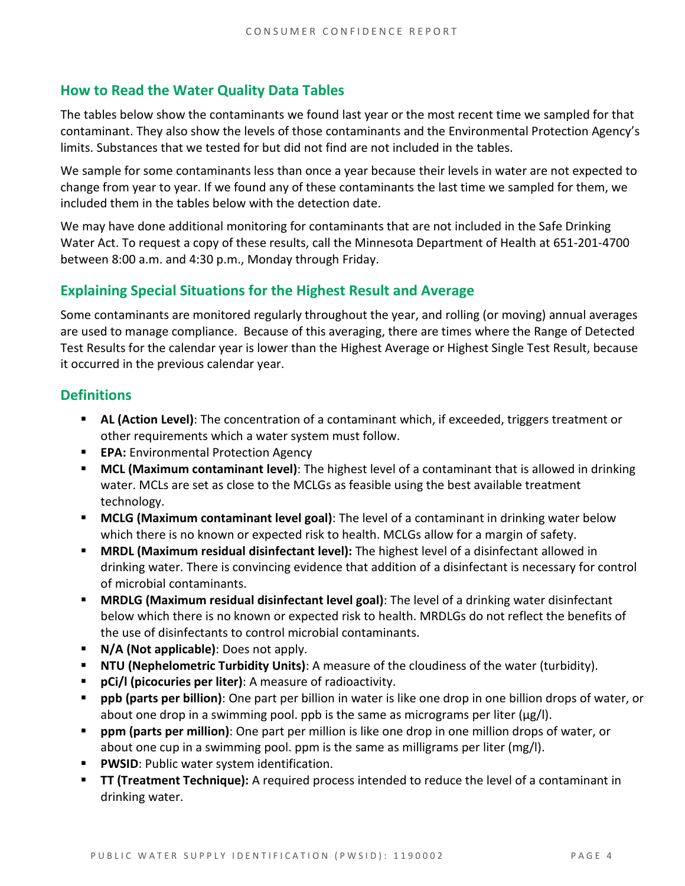## How to Read the Water Quality Data Tables

The tables below show the contaminants we found last year or the most recent time we sampled for that contaminant. They also show the levels of those contaminants and the Environmental Protection Agency's limits. Substances that we tested for but did not find are not included in the tables.

We sample for some contaminants less than once a year because their levels in water are not expected to change from year to year. If we found any of these contaminants the last time we sampled for them, we included them in the tables below with the detection date.

We may have done additional monitoring for contaminants that are not included in the Safe Drinking Water Act. To request a copy of these results, call the Minnesota Department of Health at 651-201-4700 between 8:00 a.m. and 4:30 p.m., Monday through Friday.

## Explaining Special Situations for the Highest Result and Average

Some contaminants are monitored regularly throughout the year, and rolling (or moving) annual averages are used to manage compliance. Because of this averaging, there are times where the Range of Detected Test Results for the calendar year is lower than the Highest Average or Highest Single Test Result, because it occurred in the previous calendar year.

## Definitions

- **AL (Action Level)**: The concentration of a contaminant which, if exceeded, triggers treatment or other requirements which a water system must follow.
- **EPA:** Environmental Protection Agency
- **MCL (Maximum contaminant level)**: The highest level of a contaminant that is allowed in drinking water. MCLs are set as close to the MCLGs as feasible using the best available treatment technology.
- **MCLG (Maximum contaminant level goal)**: The level of a contaminant in drinking water below which there is no known or expected risk to health. MCLGs allow for a margin of safety.
- **MRDL (Maximum residual disinfectant level):** The highest level of a disinfectant allowed in drinking water. There is convincing evidence that addition of a disinfectant is necessary for control of microbial contaminants.
- **MRDLG (Maximum residual disinfectant level goal)**: The level of a drinking water disinfectant below which there is no known or expected risk to health. MRDLGs do not reflect the benefits of the use of disinfectants to control microbial contaminants.
- **N/A (Not applicable)**: Does not apply.
- **NTU (Nephelometric Turbidity Units)**: A measure of the cloudiness of the water (turbidity).
- **pCi/l (picocuries per liter)**: A measure of radioactivity.
- **ppb (parts per billion)**: One part per billion in water is like one drop in one billion drops of water, or about one drop in a swimming pool. ppb is the same as micrograms per liter (μg/l).
- **ppm (parts per million)**: One part per million is like one drop in one million drops of water, or about one cup in a swimming pool. ppm is the same as milligrams per liter (mg/l).
- **PWSID**: Public water system identification.
- **TT (Treatment Technique):** A required process intended to reduce the level of a contaminant in drinking water.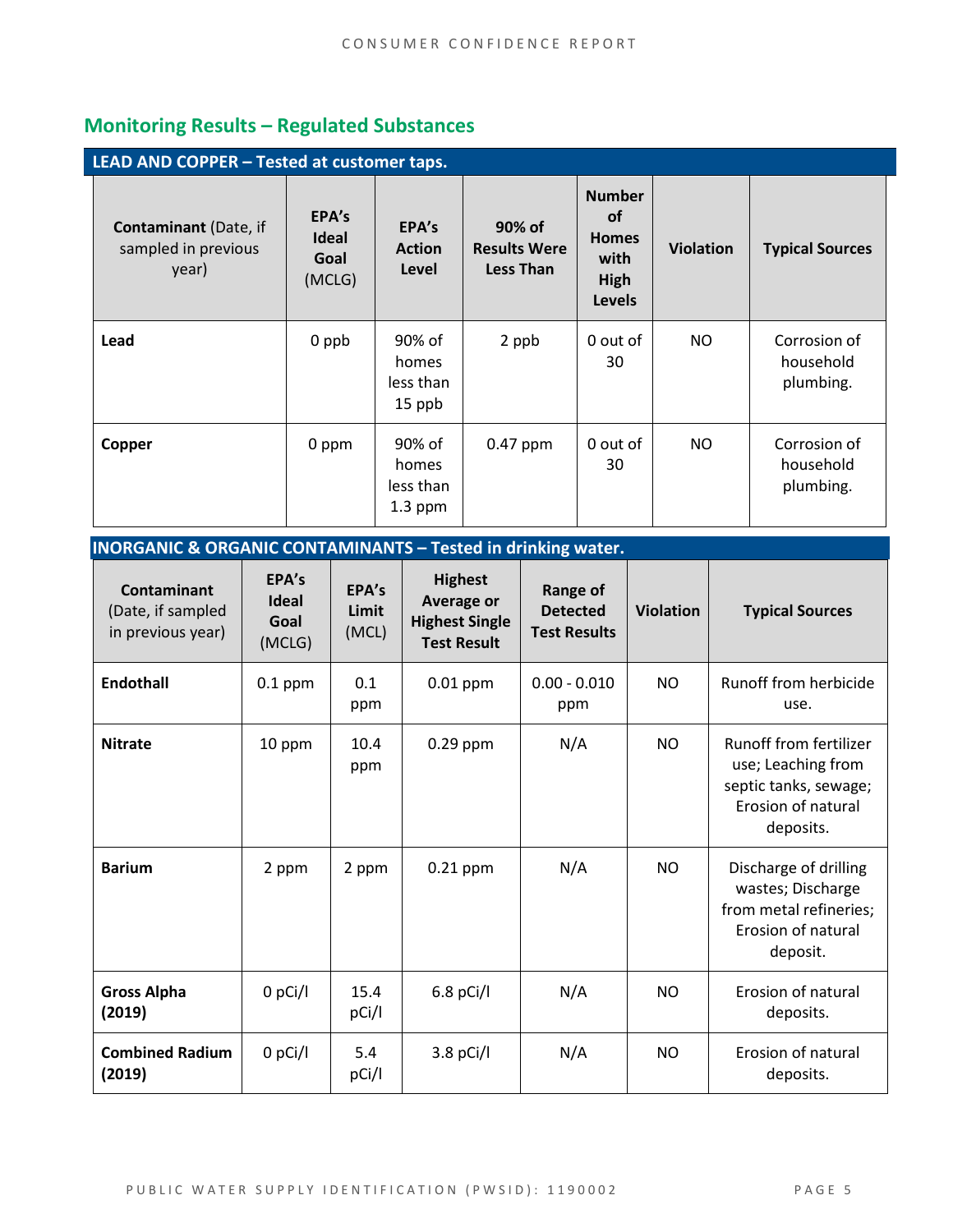## Monitoring Results – Regulated Substances

| LEAD AND COPPER – Tested at customer taps. | | | | | | |
|---|---|---|---|---|---|---|
| **Contaminant** (Date, if sampled in previous year) | **EPA's Ideal Goal** (MCLG) | **EPA's Action Level** | **90% of Results Were Less Than** | **Number of Homes with High Levels** | **Violation** | **Typical Sources** |
| **Lead** | 0 ppb | 90% of homes less than 15 ppb | 2 ppb | 0 out of 30 | NO | Corrosion of household plumbing. |
| **Copper** | 0 ppm | 90% of homes less than 1.3 ppm | 0.47 ppm | 0 out of 30 | NO | Corrosion of household plumbing. |

| INORGANIC & ORGANIC CONTAMINANTS – Tested in drinking water. | | | | | | |
|---|---|---|---|---|---|---|
| **Contaminant** (Date, if sampled in previous year) | **EPA's Ideal Goal** (MCLG) | **EPA's Limit** (MCL) | **Highest Average or Highest Single Test Result** | **Range of Detected Test Results** | **Violation** | **Typical Sources** |
| **Endothall** | 0.1 ppm | 0.1 ppm | 0.01 ppm | 0.00 - 0.010 ppm | NO | Runoff from herbicide use. |
| **Nitrate** | 10 ppm | 10.4 ppm | 0.29 ppm | N/A | NO | Runoff from fertilizer use; Leaching from septic tanks, sewage; Erosion of natural deposits. |
| **Barium** | 2 ppm | 2 ppm | 0.21 ppm | N/A | NO | Discharge of drilling wastes; Discharge from metal refineries; Erosion of natural deposit. |
| **Gross Alpha (2019)** | 0 pCi/l | 15.4 pCi/l | 6.8 pCi/l | N/A | NO | Erosion of natural deposits. |
| **Combined Radium (2019)** | 0 pCi/l | 5.4 pCi/l | 3.8 pCi/l | N/A | NO | Erosion of natural deposits. |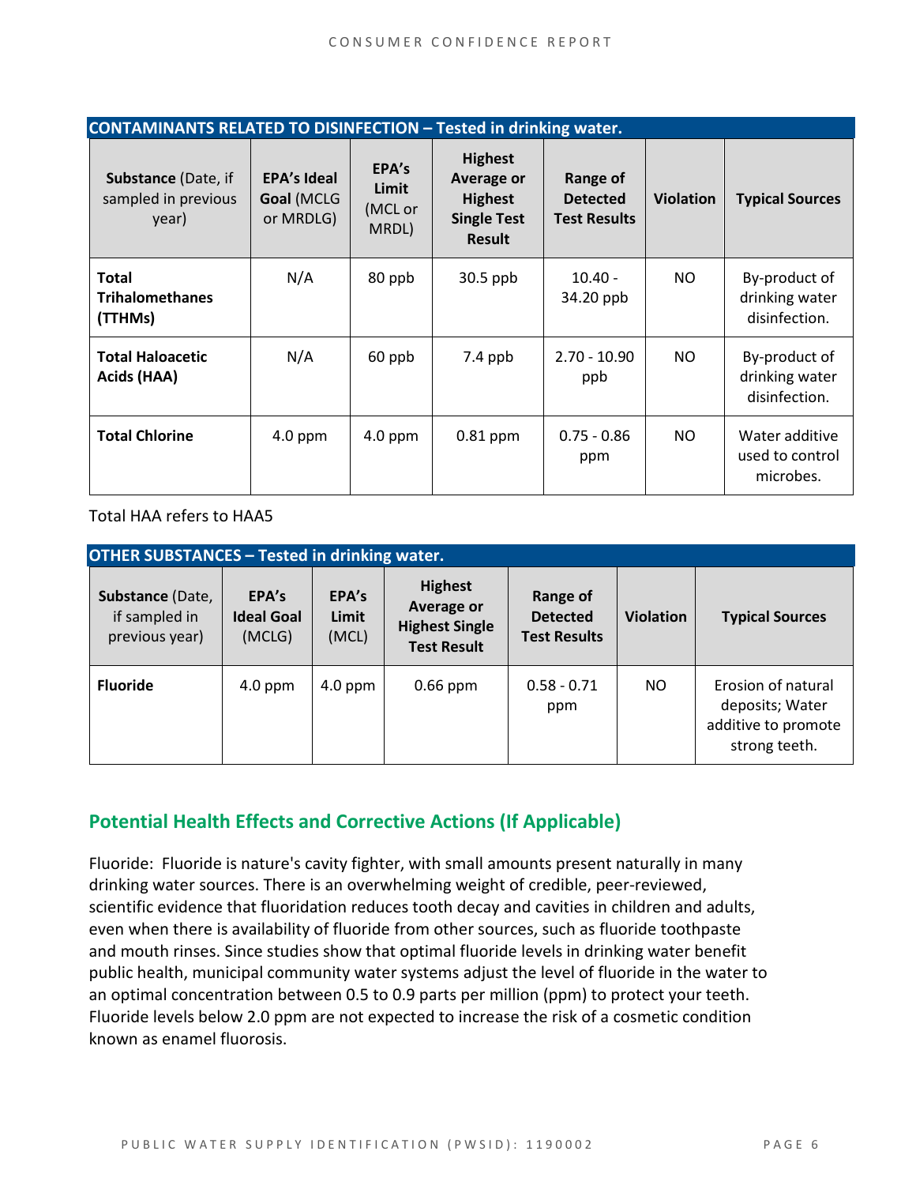| CONTAMINANTS RELATED TO DISINFECTION – Tested in drinking water. | | | | | | |
|---|---|---|---|---|---|---|
| **Substance** (Date, if sampled in previous year) | **EPA's Ideal Goal** (MCLG or MRDLG) | **EPA's Limit** (MCL or MRDL) | **Highest Average or Highest Single Test Result** | **Range of Detected Test Results** | **Violation** | **Typical Sources** |
| **Total Trihalomethanes (TTHMs)** | N/A | 80 ppb | 30.5 ppb | 10.40 - 34.20 ppb | NO | By-product of drinking water disinfection. |
| **Total Haloacetic Acids (HAA)** | N/A | 60 ppb | 7.4 ppb | 2.70 - 10.90 ppb | NO | By-product of drinking water disinfection. |
| **Total Chlorine** | 4.0 ppm | 4.0 ppm | 0.81 ppm | 0.75 - 0.86 ppm | NO | Water additive used to control microbes. |

Total HAA refers to HAA5

| OTHER SUBSTANCES – Tested in drinking water. | | | | | | |
|---|---|---|---|---|---|---|
| **Substance** (Date, if sampled in previous year) | **EPA's Ideal Goal** (MCLG) | **EPA's Limit** (MCL) | **Highest Average or Highest Single Test Result** | **Range of Detected Test Results** | **Violation** | **Typical Sources** |
| **Fluoride** | 4.0 ppm | 4.0 ppm | 0.66 ppm | 0.58 - 0.71 ppm | NO | Erosion of natural deposits; Water additive to promote strong teeth. |

## Potential Health Effects and Corrective Actions (If Applicable)

Fluoride: Fluoride is nature's cavity fighter, with small amounts present naturally in many drinking water sources. There is an overwhelming weight of credible, peer-reviewed, scientific evidence that fluoridation reduces tooth decay and cavities in children and adults, even when there is availability of fluoride from other sources, such as fluoride toothpaste and mouth rinses. Since studies show that optimal fluoride levels in drinking water benefit public health, municipal community water systems adjust the level of fluoride in the water to an optimal concentration between 0.5 to 0.9 parts per million (ppm) to protect your teeth. Fluoride levels below 2.0 ppm are not expected to increase the risk of a cosmetic condition known as enamel fluorosis.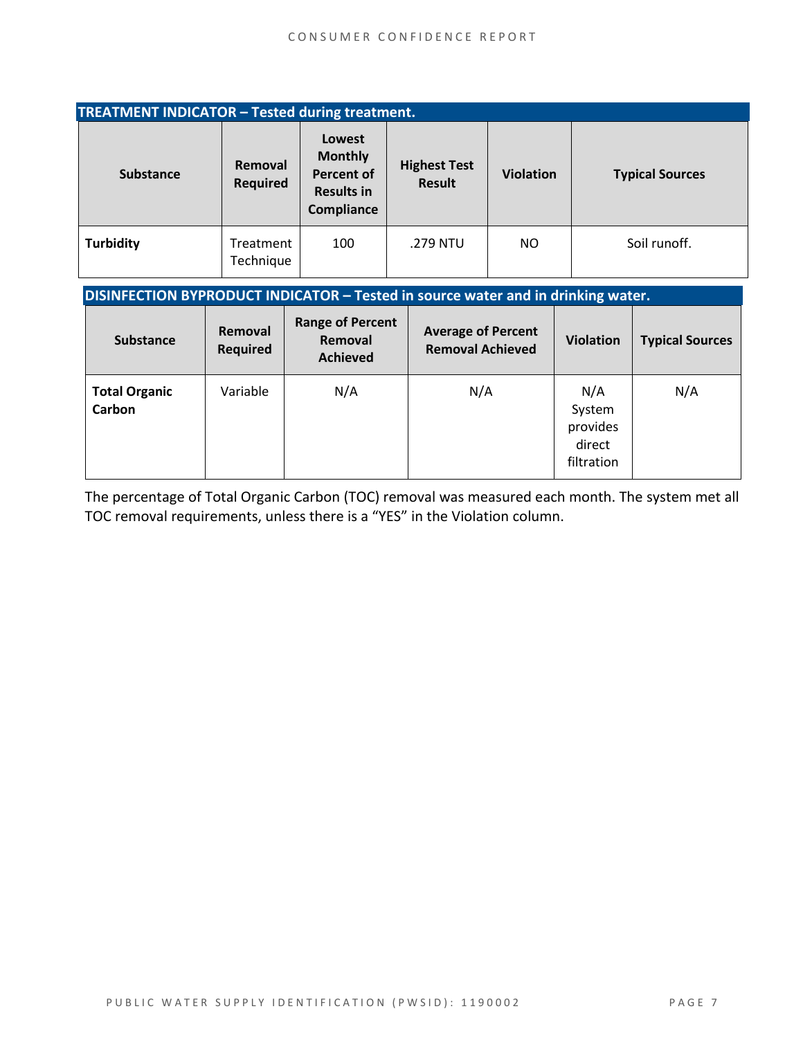| TREATMENT INDICATOR – Tested during treatment. | | | | | |
|---|---|---|---|---|---|
| **Substance** | **Removal Required** | **Lowest Monthly Percent of Results in Compliance** | **Highest Test Result** | **Violation** | **Typical Sources** |
| **Turbidity** | Treatment Technique | 100 | .279 NTU | NO | Soil runoff. |

| DISINFECTION BYPRODUCT INDICATOR – Tested in source water and in drinking water. | | | | | |
|---|---|---|---|---|---|
| **Substance** | **Removal Required** | **Range of Percent Removal Achieved** | **Average of Percent Removal Achieved** | **Violation** | **Typical Sources** |
| **Total Organic Carbon** | Variable | N/A | N/A | N/A System provides direct filtration | N/A |

The percentage of Total Organic Carbon (TOC) removal was measured each month. The system met all TOC removal requirements, unless there is a "YES" in the Violation column.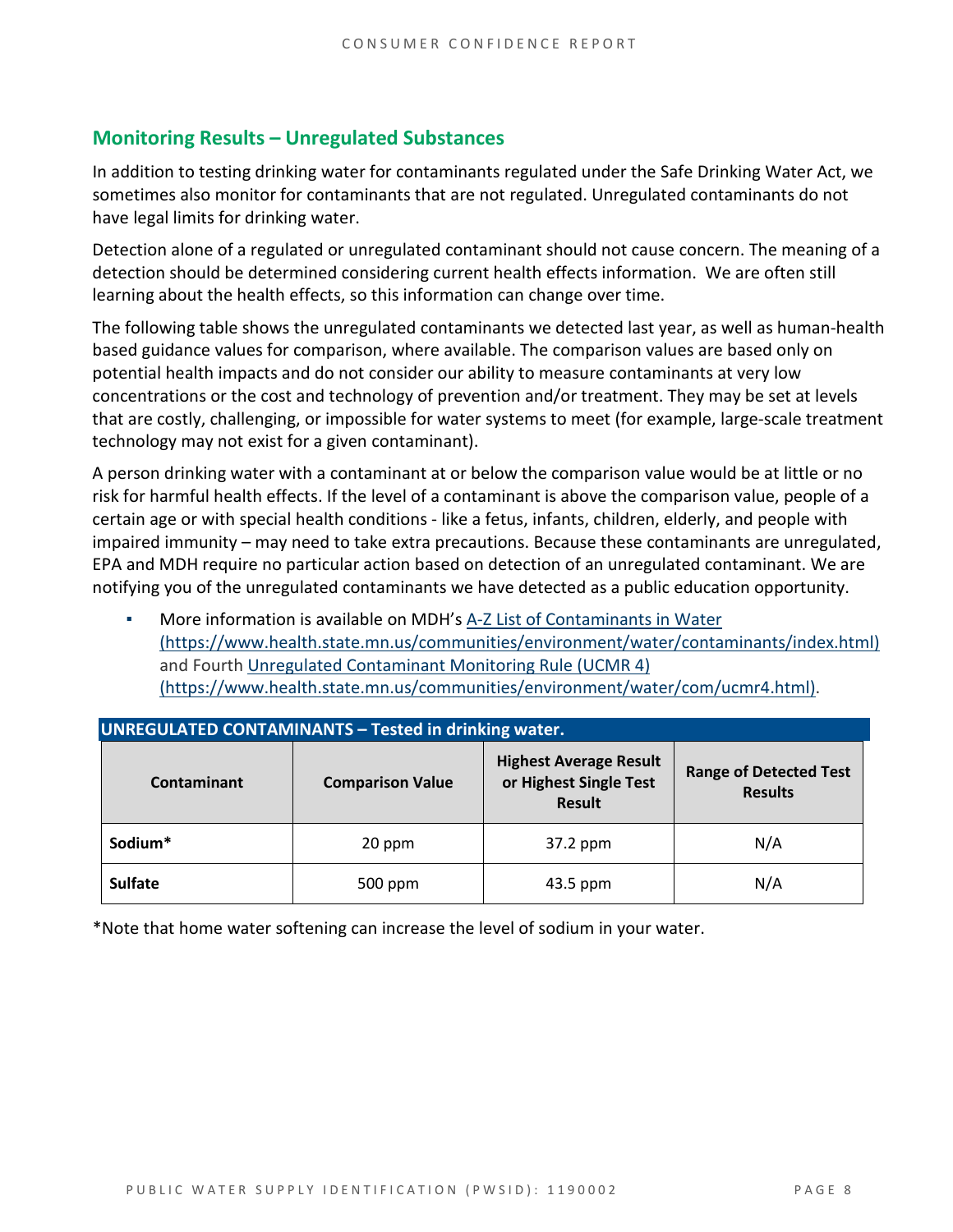## Monitoring Results – Unregulated Substances

In addition to testing drinking water for contaminants regulated under the Safe Drinking Water Act, we sometimes also monitor for contaminants that are not regulated. Unregulated contaminants do not have legal limits for drinking water.

Detection alone of a regulated or unregulated contaminant should not cause concern. The meaning of a detection should be determined considering current health effects information. We are often still learning about the health effects, so this information can change over time.

The following table shows the unregulated contaminants we detected last year, as well as human-health based guidance values for comparison, where available. The comparison values are based only on potential health impacts and do not consider our ability to measure contaminants at very low concentrations or the cost and technology of prevention and/or treatment. They may be set at levels that are costly, challenging, or impossible for water systems to meet (for example, large-scale treatment technology may not exist for a given contaminant).

A person drinking water with a contaminant at or below the comparison value would be at little or no risk for harmful health effects. If the level of a contaminant is above the comparison value, people of a certain age or with special health conditions - like a fetus, infants, children, elderly, and people with impaired immunity – may need to take extra precautions. Because these contaminants are unregulated, EPA and MDH require no particular action based on detection of an unregulated contaminant. We are notifying you of the unregulated contaminants we have detected as a public education opportunity.

- More information is available on MDH's A-Z List of Contaminants in Water (https://www.health.state.mn.us/communities/environment/water/contaminants/index.html) and Fourth Unregulated Contaminant Monitoring Rule (UCMR 4) (https://www.health.state.mn.us/communities/environment/water/com/ucmr4.html).

**UNREGULATED CONTAMINANTS – Tested in drinking water.**

| Contaminant | Comparison Value | Highest Average Result or Highest Single Test Result | Range of Detected Test Results |
|---|---|---|---|
| **Sodium*** | 20 ppm | 37.2 ppm | N/A |
| **Sulfate** | 500 ppm | 43.5 ppm | N/A |

*Note that home water softening can increase the level of sodium in your water.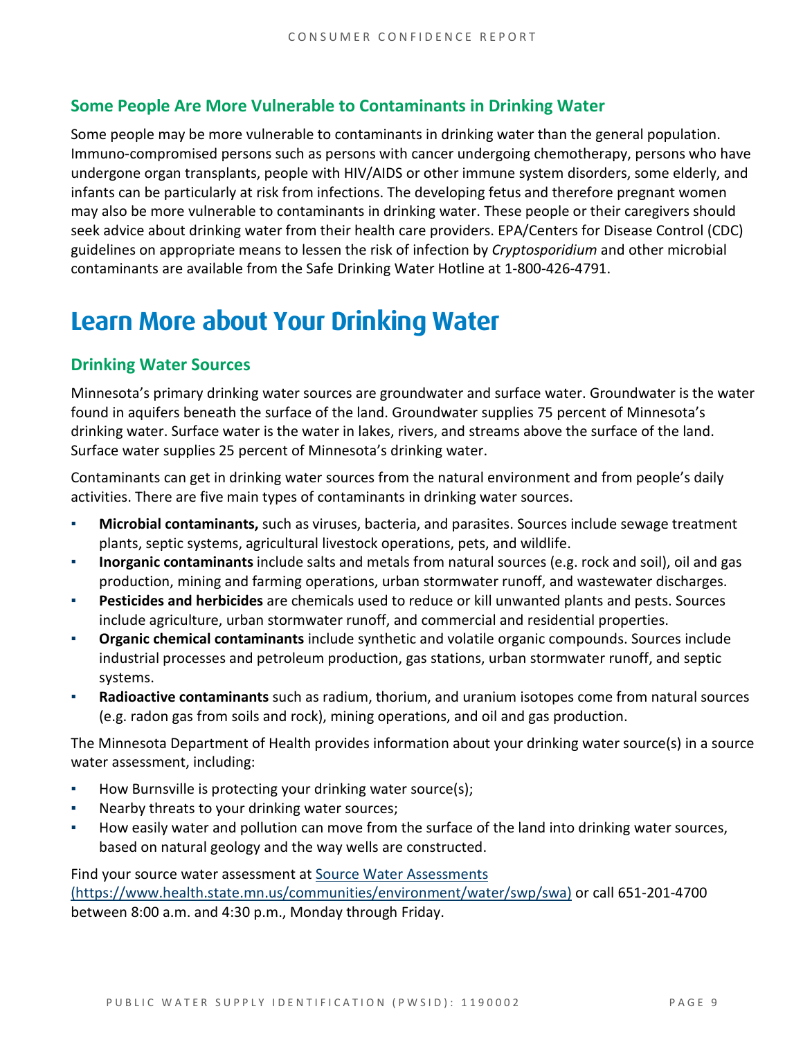### Some People Are More Vulnerable to Contaminants in Drinking Water

Some people may be more vulnerable to contaminants in drinking water than the general population. Immuno-compromised persons such as persons with cancer undergoing chemotherapy, persons who have undergone organ transplants, people with HIV/AIDS or other immune system disorders, some elderly, and infants can be particularly at risk from infections. The developing fetus and therefore pregnant women may also be more vulnerable to contaminants in drinking water. These people or their caregivers should seek advice about drinking water from their health care providers. EPA/Centers for Disease Control (CDC) guidelines on appropriate means to lessen the risk of infection by *Cryptosporidium* and other microbial contaminants are available from the Safe Drinking Water Hotline at 1-800-426-4791.

## Learn More about Your Drinking Water

### Drinking Water Sources

Minnesota's primary drinking water sources are groundwater and surface water. Groundwater is the water found in aquifers beneath the surface of the land. Groundwater supplies 75 percent of Minnesota's drinking water. Surface water is the water in lakes, rivers, and streams above the surface of the land. Surface water supplies 25 percent of Minnesota's drinking water.

Contaminants can get in drinking water sources from the natural environment and from people's daily activities. There are five main types of contaminants in drinking water sources.

- **Microbial contaminants,** such as viruses, bacteria, and parasites. Sources include sewage treatment plants, septic systems, agricultural livestock operations, pets, and wildlife.
- **Inorganic contaminants** include salts and metals from natural sources (e.g. rock and soil), oil and gas production, mining and farming operations, urban stormwater runoff, and wastewater discharges.
- **Pesticides and herbicides** are chemicals used to reduce or kill unwanted plants and pests. Sources include agriculture, urban stormwater runoff, and commercial and residential properties.
- **Organic chemical contaminants** include synthetic and volatile organic compounds. Sources include industrial processes and petroleum production, gas stations, urban stormwater runoff, and septic systems.
- **Radioactive contaminants** such as radium, thorium, and uranium isotopes come from natural sources (e.g. radon gas from soils and rock), mining operations, and oil and gas production.

The Minnesota Department of Health provides information about your drinking water source(s) in a source water assessment, including:

- How Burnsville is protecting your drinking water source(s);
- Nearby threats to your drinking water sources;
- How easily water and pollution can move from the surface of the land into drinking water sources, based on natural geology and the way wells are constructed.

Find your source water assessment at [Source Water Assessments (https://www.health.state.mn.us/communities/environment/water/swp/swa)](https://www.health.state.mn.us/communities/environment/water/swp/swa) or call 651-201-4700 between 8:00 a.m. and 4:30 p.m., Monday through Friday.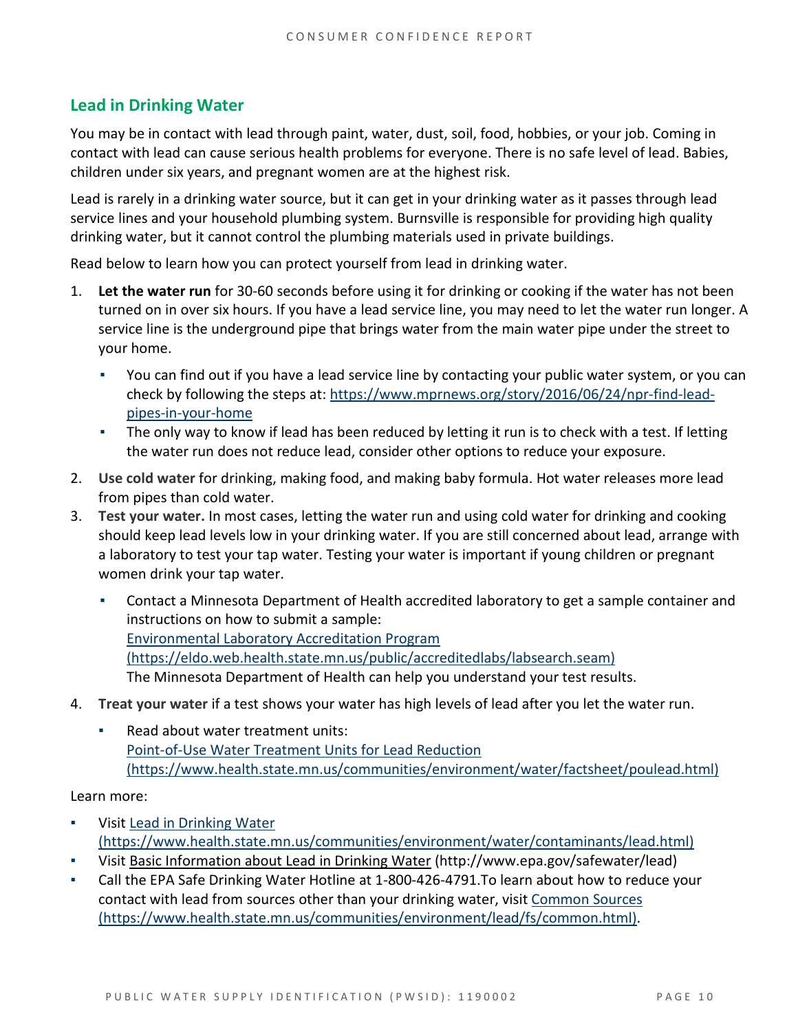## Lead in Drinking Water

You may be in contact with lead through paint, water, dust, soil, food, hobbies, or your job. Coming in contact with lead can cause serious health problems for everyone. There is no safe level of lead. Babies, children under six years, and pregnant women are at the highest risk.

Lead is rarely in a drinking water source, but it can get in your drinking water as it passes through lead service lines and your household plumbing system. Burnsville is responsible for providing high quality drinking water, but it cannot control the plumbing materials used in private buildings.

Read below to learn how you can protect yourself from lead in drinking water.

1. **Let the water run** for 30-60 seconds before using it for drinking or cooking if the water has not been turned on in over six hours. If you have a lead service line, you may need to let the water run longer. A service line is the underground pipe that brings water from the main water pipe under the street to your home.
   - You can find out if you have a lead service line by contacting your public water system, or you can check by following the steps at: https://www.mprnews.org/story/2016/06/24/npr-find-lead-pipes-in-your-home
   - The only way to know if lead has been reduced by letting it run is to check with a test. If letting the water run does not reduce lead, consider other options to reduce your exposure.
2. **Use cold water** for drinking, making food, and making baby formula. Hot water releases more lead from pipes than cold water.
3. **Test your water.** In most cases, letting the water run and using cold water for drinking and cooking should keep lead levels low in your drinking water. If you are still concerned about lead, arrange with a laboratory to test your tap water. Testing your water is important if young children or pregnant women drink your tap water.
   - Contact a Minnesota Department of Health accredited laboratory to get a sample container and instructions on how to submit a sample:
     Environmental Laboratory Accreditation Program
     (https://eldo.web.health.state.mn.us/public/accreditedlabs/labsearch.seam)
     The Minnesota Department of Health can help you understand your test results.
4. **Treat your water** if a test shows your water has high levels of lead after you let the water run.
   - Read about water treatment units:
     Point-of-Use Water Treatment Units for Lead Reduction
     (https://www.health.state.mn.us/communities/environment/water/factsheet/poulead.html)

Learn more:

- Visit Lead in Drinking Water
  (https://www.health.state.mn.us/communities/environment/water/contaminants/lead.html)
- Visit Basic Information about Lead in Drinking Water (http://www.epa.gov/safewater/lead)
- Call the EPA Safe Drinking Water Hotline at 1-800-426-4791.To learn about how to reduce your contact with lead from sources other than your drinking water, visit Common Sources (https://www.health.state.mn.us/communities/environment/lead/fs/common.html).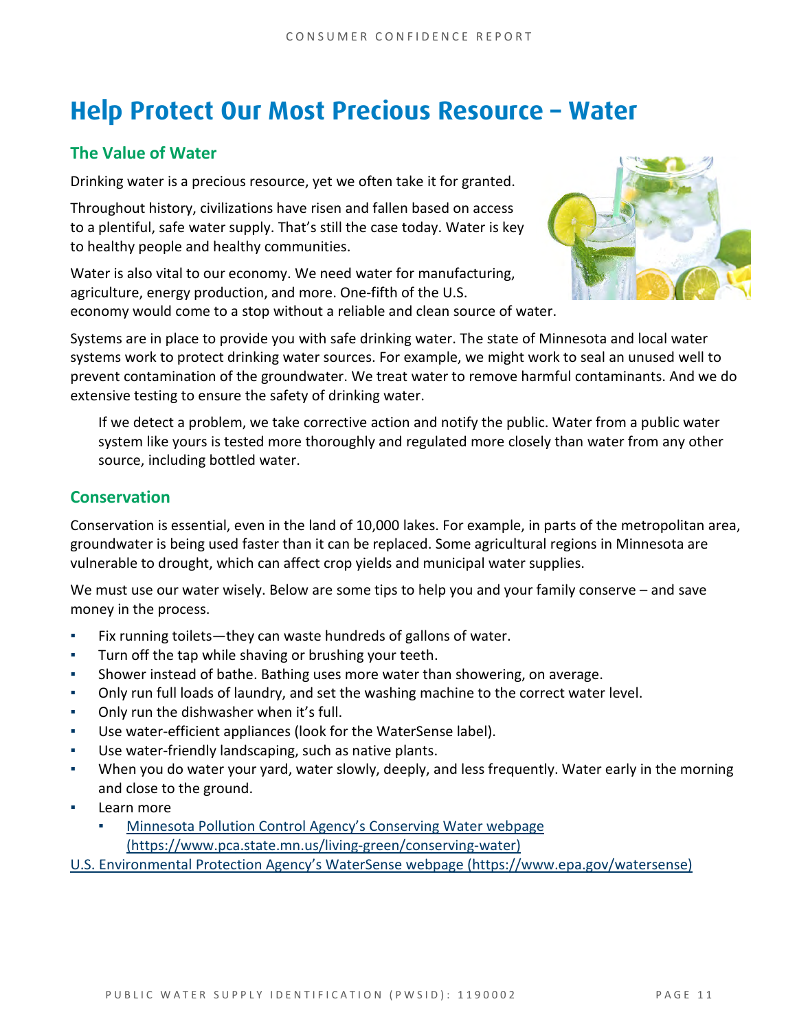# Help Protect Our Most Precious Resource – Water

## The Value of Water

Drinking water is a precious resource, yet we often take it for granted.

Throughout history, civilizations have risen and fallen based on access to a plentiful, safe water supply. That's still the case today. Water is key to healthy people and healthy communities.

Water is also vital to our economy. We need water for manufacturing, agriculture, energy production, and more. One-fifth of the U.S. economy would come to a stop without a reliable and clean source of water.

Systems are in place to provide you with safe drinking water. The state of Minnesota and local water systems work to protect drinking water sources. For example, we might work to seal an unused well to prevent contamination of the groundwater. We treat water to remove harmful contaminants. And we do extensive testing to ensure the safety of drinking water.

If we detect a problem, we take corrective action and notify the public. Water from a public water system like yours is tested more thoroughly and regulated more closely than water from any other source, including bottled water.

## Conservation

Conservation is essential, even in the land of 10,000 lakes. For example, in parts of the metropolitan area, groundwater is being used faster than it can be replaced. Some agricultural regions in Minnesota are vulnerable to drought, which can affect crop yields and municipal water supplies.

We must use our water wisely. Below are some tips to help you and your family conserve – and save money in the process.

- Fix running toilets—they can waste hundreds of gallons of water.
- Turn off the tap while shaving or brushing your teeth.
- Shower instead of bathe. Bathing uses more water than showering, on average.
- Only run full loads of laundry, and set the washing machine to the correct water level.
- Only run the dishwasher when it's full.
- Use water-efficient appliances (look for the WaterSense label).
- Use water-friendly landscaping, such as native plants.
- When you do water your yard, water slowly, deeply, and less frequently. Water early in the morning and close to the ground.
- Learn more
  - [Minnesota Pollution Control Agency's Conserving Water webpage (https://www.pca.state.mn.us/living-green/conserving-water)](https://www.pca.state.mn.us/living-green/conserving-water)

[U.S. Environmental Protection Agency's WaterSense webpage (https://www.epa.gov/watersense)](https://www.epa.gov/watersense)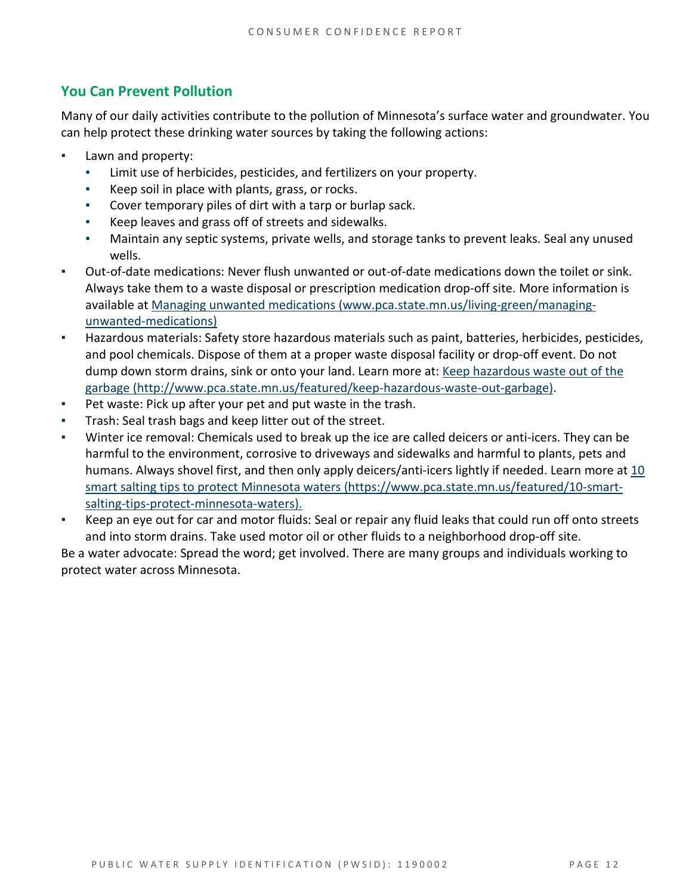## You Can Prevent Pollution

Many of our daily activities contribute to the pollution of Minnesota's surface water and groundwater. You can help protect these drinking water sources by taking the following actions:

- Lawn and property:
  - Limit use of herbicides, pesticides, and fertilizers on your property.
  - Keep soil in place with plants, grass, or rocks.
  - Cover temporary piles of dirt with a tarp or burlap sack.
  - Keep leaves and grass off of streets and sidewalks.
  - Maintain any septic systems, private wells, and storage tanks to prevent leaks. Seal any unused wells.
- Out-of-date medications: Never flush unwanted or out-of-date medications down the toilet or sink. Always take them to a waste disposal or prescription medication drop-off site. More information is available at [Managing unwanted medications (www.pca.state.mn.us/living-green/managing-unwanted-medications)](www.pca.state.mn.us/living-green/managing-unwanted-medications)
- Hazardous materials: Safety store hazardous materials such as paint, batteries, herbicides, pesticides, and pool chemicals. Dispose of them at a proper waste disposal facility or drop-off event. Do not dump down storm drains, sink or onto your land. Learn more at: [Keep hazardous waste out of the garbage (http://www.pca.state.mn.us/featured/keep-hazardous-waste-out-garbage)](http://www.pca.state.mn.us/featured/keep-hazardous-waste-out-garbage).
- Pet waste: Pick up after your pet and put waste in the trash.
- Trash: Seal trash bags and keep litter out of the street.
- Winter ice removal: Chemicals used to break up the ice are called deicers or anti-icers. They can be harmful to the environment, corrosive to driveways and sidewalks and harmful to plants, pets and humans. Always shovel first, and then only apply deicers/anti-icers lightly if needed. Learn more at [10 smart salting tips to protect Minnesota waters (https://www.pca.state.mn.us/featured/10-smart-salting-tips-protect-minnesota-waters).](https://www.pca.state.mn.us/featured/10-smart-salting-tips-protect-minnesota-waters)
- Keep an eye out for car and motor fluids: Seal or repair any fluid leaks that could run off onto streets and into storm drains. Take used motor oil or other fluids to a neighborhood drop-off site.

Be a water advocate: Spread the word; get involved. There are many groups and individuals working to protect water across Minnesota.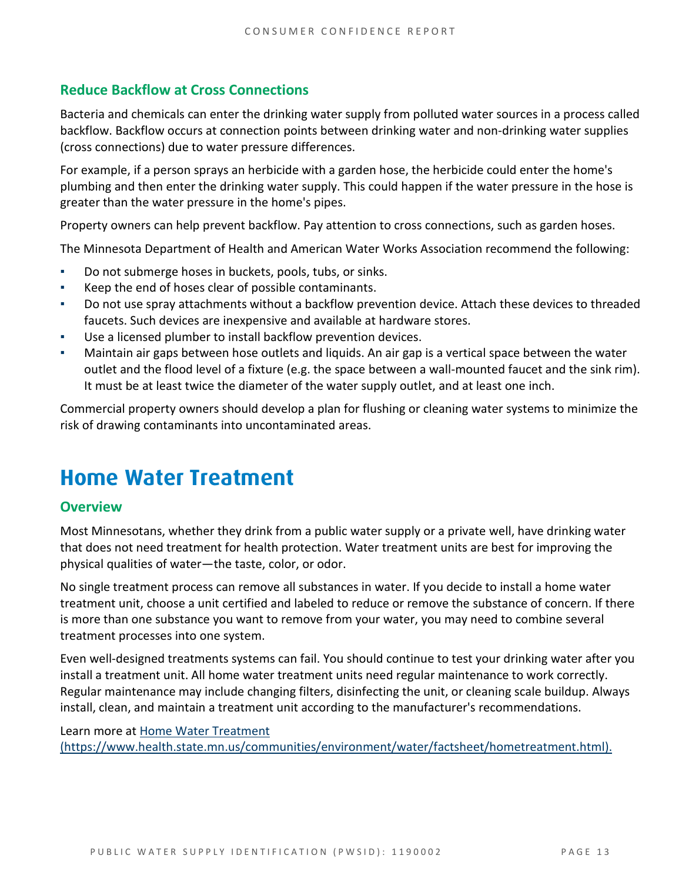### Reduce Backflow at Cross Connections

Bacteria and chemicals can enter the drinking water supply from polluted water sources in a process called backflow. Backflow occurs at connection points between drinking water and non-drinking water supplies (cross connections) due to water pressure differences.

For example, if a person sprays an herbicide with a garden hose, the herbicide could enter the home's plumbing and then enter the drinking water supply. This could happen if the water pressure in the hose is greater than the water pressure in the home's pipes.

Property owners can help prevent backflow. Pay attention to cross connections, such as garden hoses.

The Minnesota Department of Health and American Water Works Association recommend the following:

- Do not submerge hoses in buckets, pools, tubs, or sinks.
- Keep the end of hoses clear of possible contaminants.
- Do not use spray attachments without a backflow prevention device. Attach these devices to threaded faucets. Such devices are inexpensive and available at hardware stores.
- Use a licensed plumber to install backflow prevention devices.
- Maintain air gaps between hose outlets and liquids. An air gap is a vertical space between the water outlet and the flood level of a fixture (e.g. the space between a wall-mounted faucet and the sink rim). It must be at least twice the diameter of the water supply outlet, and at least one inch.

Commercial property owners should develop a plan for flushing or cleaning water systems to minimize the risk of drawing contaminants into uncontaminated areas.

## Home Water Treatment

### Overview

Most Minnesotans, whether they drink from a public water supply or a private well, have drinking water that does not need treatment for health protection. Water treatment units are best for improving the physical qualities of water—the taste, color, or odor.

No single treatment process can remove all substances in water. If you decide to install a home water treatment unit, choose a unit certified and labeled to reduce or remove the substance of concern. If there is more than one substance you want to remove from your water, you may need to combine several treatment processes into one system.

Even well-designed treatments systems can fail. You should continue to test your drinking water after you install a treatment unit. All home water treatment units need regular maintenance to work correctly. Regular maintenance may include changing filters, disinfecting the unit, or cleaning scale buildup. Always install, clean, and maintain a treatment unit according to the manufacturer's recommendations.

Learn more at [Home Water Treatment (https://www.health.state.mn.us/communities/environment/water/factsheet/hometreatment.html).](https://www.health.state.mn.us/communities/environment/water/factsheet/hometreatment.html)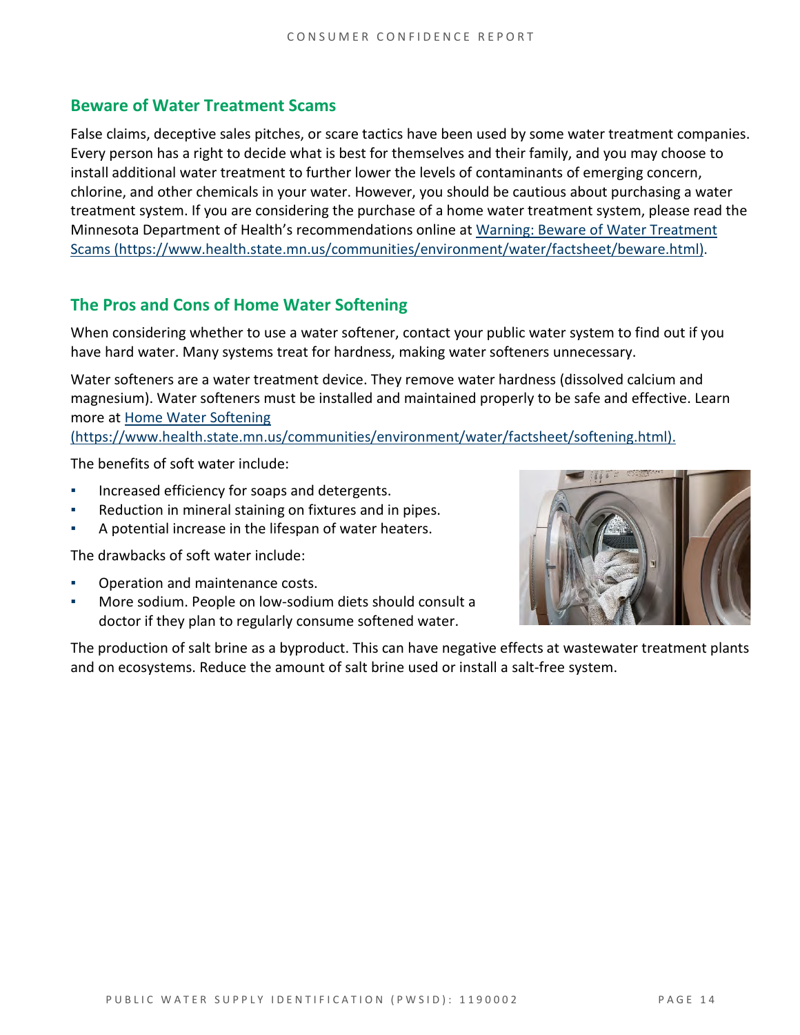## Beware of Water Treatment Scams

False claims, deceptive sales pitches, or scare tactics have been used by some water treatment companies. Every person has a right to decide what is best for themselves and their family, and you may choose to install additional water treatment to further lower the levels of contaminants of emerging concern, chlorine, and other chemicals in your water. However, you should be cautious about purchasing a water treatment system. If you are considering the purchase of a home water treatment system, please read the Minnesota Department of Health's recommendations online at [Warning: Beware of Water Treatment Scams (https://www.health.state.mn.us/communities/environment/water/factsheet/beware.html)](https://www.health.state.mn.us/communities/environment/water/factsheet/beware.html).

## The Pros and Cons of Home Water Softening

When considering whether to use a water softener, contact your public water system to find out if you have hard water. Many systems treat for hardness, making water softeners unnecessary.

Water softeners are a water treatment device. They remove water hardness (dissolved calcium and magnesium). Water softeners must be installed and maintained properly to be safe and effective. Learn more at [Home Water Softening (https://www.health.state.mn.us/communities/environment/water/factsheet/softening.html).](https://www.health.state.mn.us/communities/environment/water/factsheet/softening.html)

The benefits of soft water include:

- Increased efficiency for soaps and detergents.
- Reduction in mineral staining on fixtures and in pipes.
- A potential increase in the lifespan of water heaters.

The drawbacks of soft water include:

- Operation and maintenance costs.
- More sodium. People on low-sodium diets should consult a doctor if they plan to regularly consume softened water.

The production of salt brine as a byproduct. This can have negative effects at wastewater treatment plants and on ecosystems. Reduce the amount of salt brine used or install a salt-free system.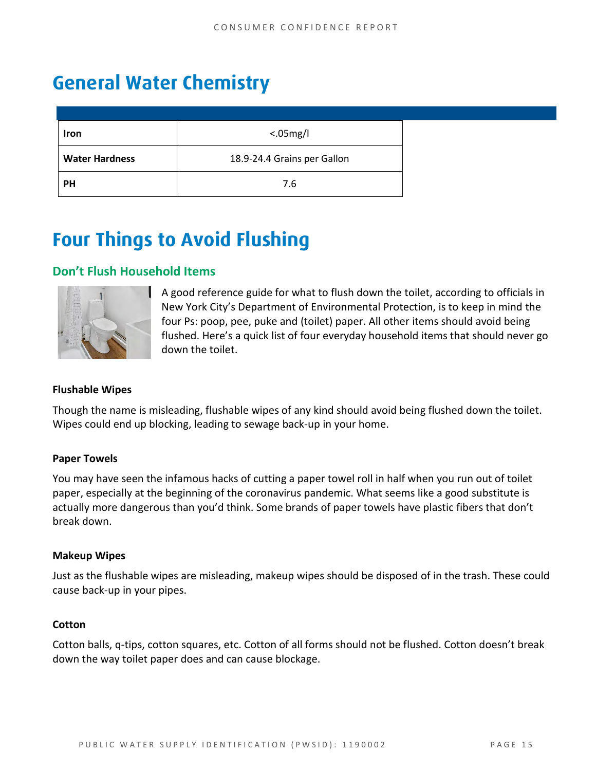# General Water Chemistry

| | |
|---|---|
| **Iron** | <.05mg/l |
| **Water Hardness** | 18.9-24.4 Grains per Gallon |
| **PH** | 7.6 |

# Four Things to Avoid Flushing

## Don't Flush Household Items

A good reference guide for what to flush down the toilet, according to officials in New York City's Department of Environmental Protection, is to keep in mind the four Ps: poop, pee, puke and (toilet) paper. All other items should avoid being flushed. Here's a quick list of four everyday household items that should never go down the toilet.

### Flushable Wipes

Though the name is misleading, flushable wipes of any kind should avoid being flushed down the toilet. Wipes could end up blocking, leading to sewage back-up in your home.

### Paper Towels

You may have seen the infamous hacks of cutting a paper towel roll in half when you run out of toilet paper, especially at the beginning of the coronavirus pandemic. What seems like a good substitute is actually more dangerous than you'd think. Some brands of paper towels have plastic fibers that don't break down.

### Makeup Wipes

Just as the flushable wipes are misleading, makeup wipes should be disposed of in the trash. These could cause back-up in your pipes.

### Cotton

Cotton balls, q-tips, cotton squares, etc. Cotton of all forms should not be flushed. Cotton doesn't break down the way toilet paper does and can cause blockage.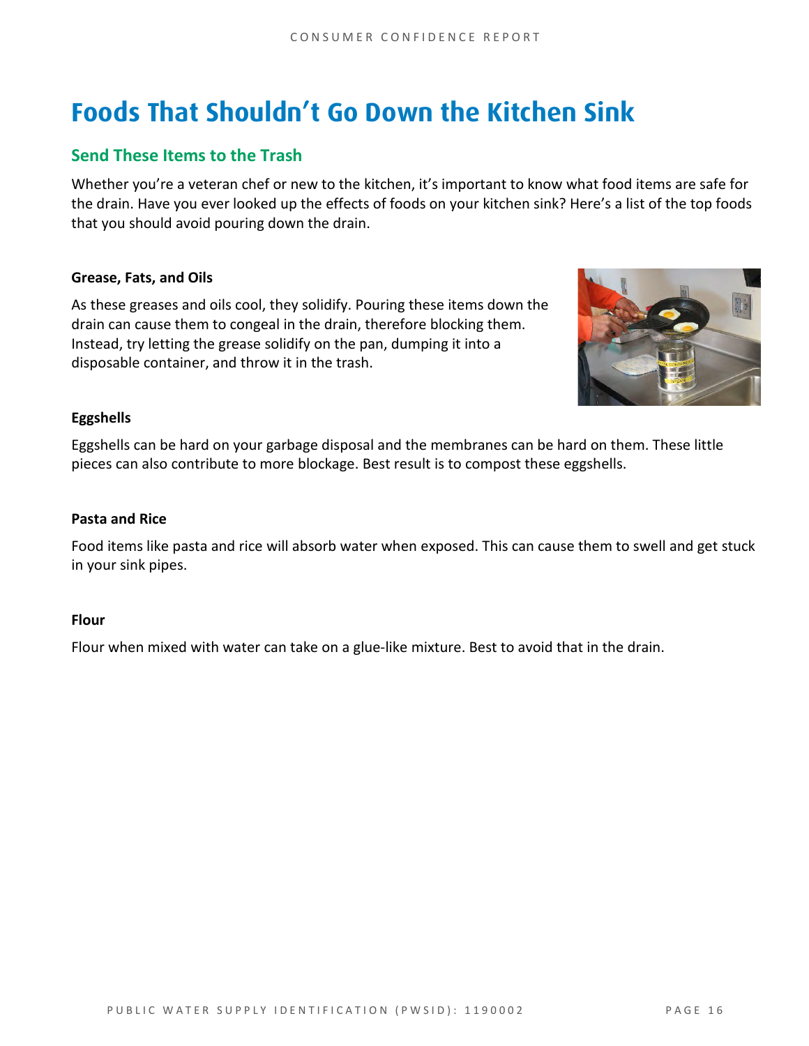# Foods That Shouldn't Go Down the Kitchen Sink

## Send These Items to the Trash

Whether you're a veteran chef or new to the kitchen, it's important to know what food items are safe for the drain. Have you ever looked up the effects of foods on your kitchen sink? Here's a list of the top foods that you should avoid pouring down the drain.

**Grease, Fats, and Oils**

As these greases and oils cool, they solidify. Pouring these items down the drain can cause them to congeal in the drain, therefore blocking them. Instead, try letting the grease solidify on the pan, dumping it into a disposable container, and throw it in the trash.

**Eggshells**

Eggshells can be hard on your garbage disposal and the membranes can be hard on them. These little pieces can also contribute to more blockage. Best result is to compost these eggshells.

**Pasta and Rice**

Food items like pasta and rice will absorb water when exposed. This can cause them to swell and get stuck in your sink pipes.

**Flour**

Flour when mixed with water can take on a glue-like mixture. Best to avoid that in the drain.